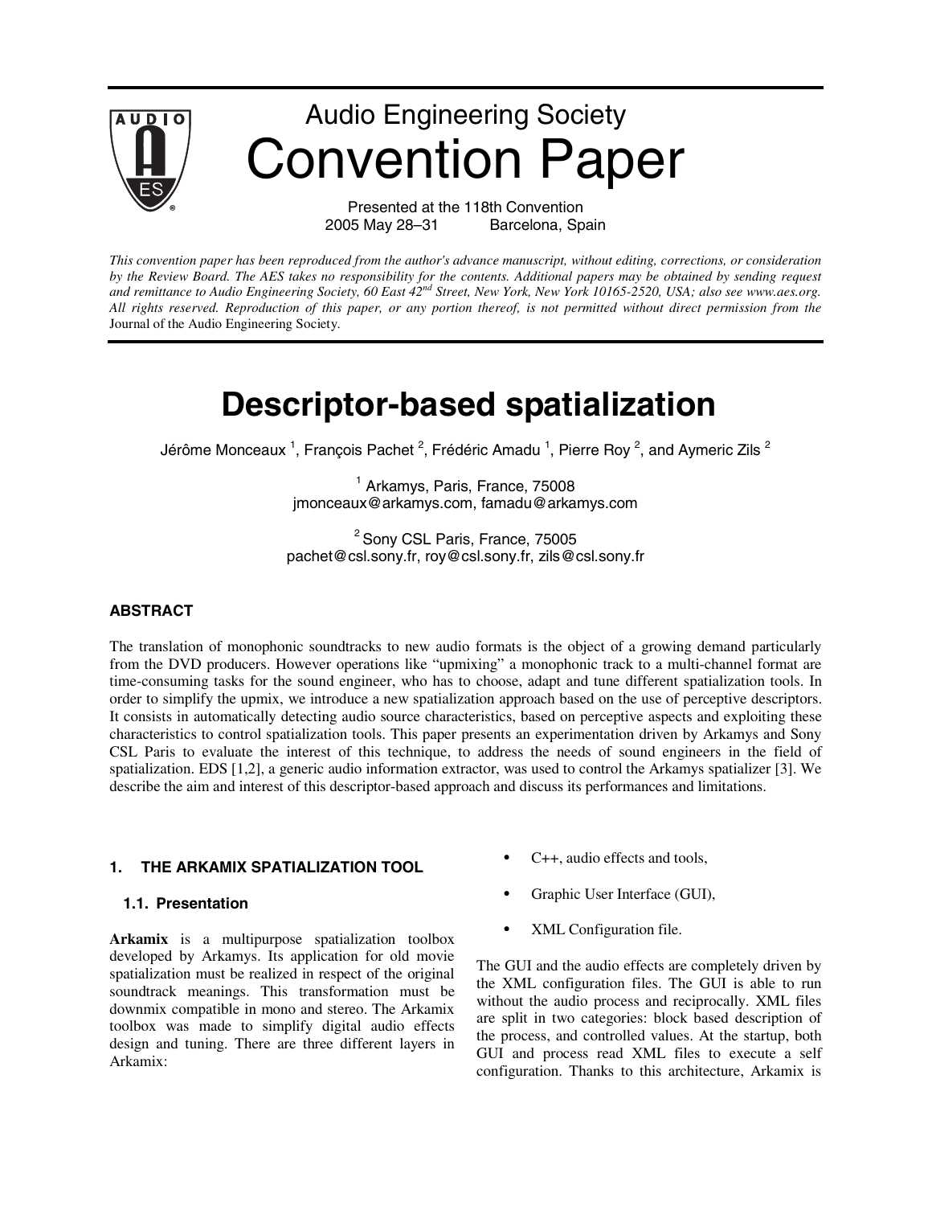# Audio Engineering Society

# Convention Paper

Presented at the 118th Convention
2005 May 28–31 Barcelona, Spain

*This convention paper has been reproduced from the author's advance manuscript, without editing, corrections, or consideration by the Review Board. The AES takes no responsibility for the contents. Additional papers may be obtained by sending request and remittance to Audio Engineering Society, 60 East 42nd Street, New York, New York 10165-2520, USA; also see www.aes.org. All rights reserved. Reproduction of this paper, or any portion thereof, is not permitted without direct permission from the* Journal of the Audio Engineering Society.

# Descriptor-based spatialization

Jérôme Monceaux [1], François Pachet [2], Frédéric Amadu [1], Pierre Roy [2], and Aymeric Zils [2]

[1] Arkamys, Paris, France, 75008
jmonceaux@arkamys.com, famadu@arkamys.com

[2] Sony CSL Paris, France, 75005
pachet@csl.sony.fr, roy@csl.sony.fr, zils@csl.sony.fr

## ABSTRACT

The translation of monophonic soundtracks to new audio formats is the object of a growing demand particularly from the DVD producers. However operations like "upmixing" a monophonic track to a multi-channel format are time-consuming tasks for the sound engineer, who has to choose, adapt and tune different spatialization tools. In order to simplify the upmix, we introduce a new spatialization approach based on the use of perceptive descriptors. It consists in automatically detecting audio source characteristics, based on perceptive aspects and exploiting these characteristics to control spatialization tools. This paper presents an experimentation driven by Arkamys and Sony CSL Paris to evaluate the interest of this technique, to address the needs of sound engineers in the field of spatialization. EDS [1,2], a generic audio information extractor, was used to control the Arkamys spatializer [3]. We describe the aim and interest of this descriptor-based approach and discuss its performances and limitations.

## 1. THE ARKAMIX SPATIALIZATION TOOL

### 1.1. Presentation

**Arkamix** is a multipurpose spatialization toolbox developed by Arkamys. Its application for old movie spatialization must be realized in respect of the original soundtrack meanings. This transformation must be downmix compatible in mono and stereo. The Arkamix toolbox was made to simplify digital audio effects design and tuning. There are three different layers in Arkamix:

- C++, audio effects and tools,
- Graphic User Interface (GUI),
- XML Configuration file.

The GUI and the audio effects are completely driven by the XML configuration files. The GUI is able to run without the audio process and reciprocally. XML files are split in two categories: block based description of the process, and controlled values. At the startup, both GUI and process read XML files to execute a self configuration. Thanks to this architecture, Arkamix is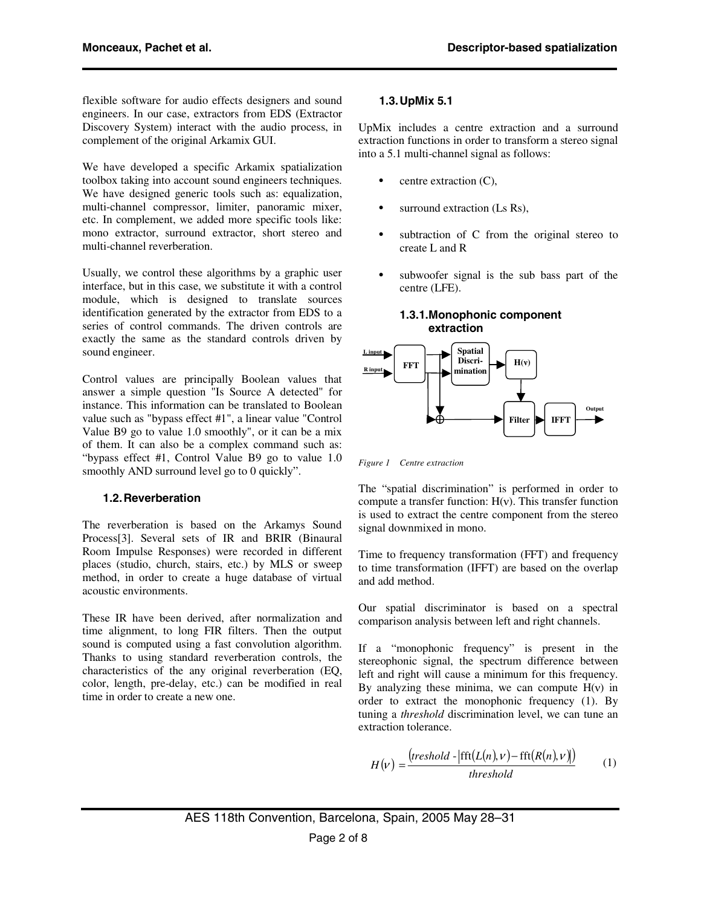flexible software for audio effects designers and sound engineers. In our case, extractors from EDS (Extractor Discovery System) interact with the audio process, in complement of the original Arkamix GUI.

We have developed a specific Arkamix spatialization toolbox taking into account sound engineers techniques. We have designed generic tools such as: equalization, multi-channel compressor, limiter, panoramic mixer, etc. In complement, we added more specific tools like: mono extractor, surround extractor, short stereo and multi-channel reverberation.

Usually, we control these algorithms by a graphic user interface, but in this case, we substitute it with a control module, which is designed to translate sources identification generated by the extractor from EDS to a series of control commands. The driven controls are exactly the same as the standard controls driven by sound engineer.

Control values are principally Boolean values that answer a simple question "Is Source A detected" for instance. This information can be translated to Boolean value such as "bypass effect #1", a linear value "Control Value B9 go to value 1.0 smoothly", or it can be a mix of them. It can also be a complex command such as: "bypass effect #1, Control Value B9 go to value 1.0 smoothly AND surround level go to 0 quickly".

### 1.2. Reverberation

The reverberation is based on the Arkamys Sound Process[3]. Several sets of IR and BRIR (Binaural Room Impulse Responses) were recorded in different places (studio, church, stairs, etc.) by MLS or sweep method, in order to create a huge database of virtual acoustic environments.

These IR have been derived, after normalization and time alignment, to long FIR filters. Then the output sound is computed using a fast convolution algorithm. Thanks to using standard reverberation controls, the characteristics of the any original reverberation (EQ, color, length, pre-delay, etc.) can be modified in real time in order to create a new one.

### 1.3. UpMix 5.1

UpMix includes a centre extraction and a surround extraction functions in order to transform a stereo signal into a 5.1 multi-channel signal as follows:

- centre extraction (C),
- surround extraction (Ls Rs),
- subtraction of C from the original stereo to create L and R
- subwoofer signal is the sub bass part of the centre (LFE).

#### 1.3.1. Monophonic component extraction

L input
R input
FFT
Spatial Discri-mination
H(ν)
Filter
IFFT
Output

*Figure 1 Centre extraction*

The "spatial discrimination" is performed in order to compute a transfer function: $H(\nu)$. This transfer function is used to extract the centre component from the stereo signal downmixed in mono.

Time to frequency transformation (FFT) and frequency to time transformation (IFFT) are based on the overlap and add method.

Our spatial discriminator is based on a spectral comparison analysis between left and right channels.

If a "monophonic frequency" is present in the stereophonic signal, the spectrum difference between left and right will cause a minimum for this frequency. By analyzing these minima, we can compute $H(\nu)$ in order to extract the monophonic frequency (1). By tuning a *threshold* discrimination level, we can tune an extraction tolerance.

$$H(\nu) = \frac{\left(treshold - \left|\text{fft}(L(n),\nu) - \text{fft}(R(n),\nu)\right|\right)}{threshold} \qquad (1)$$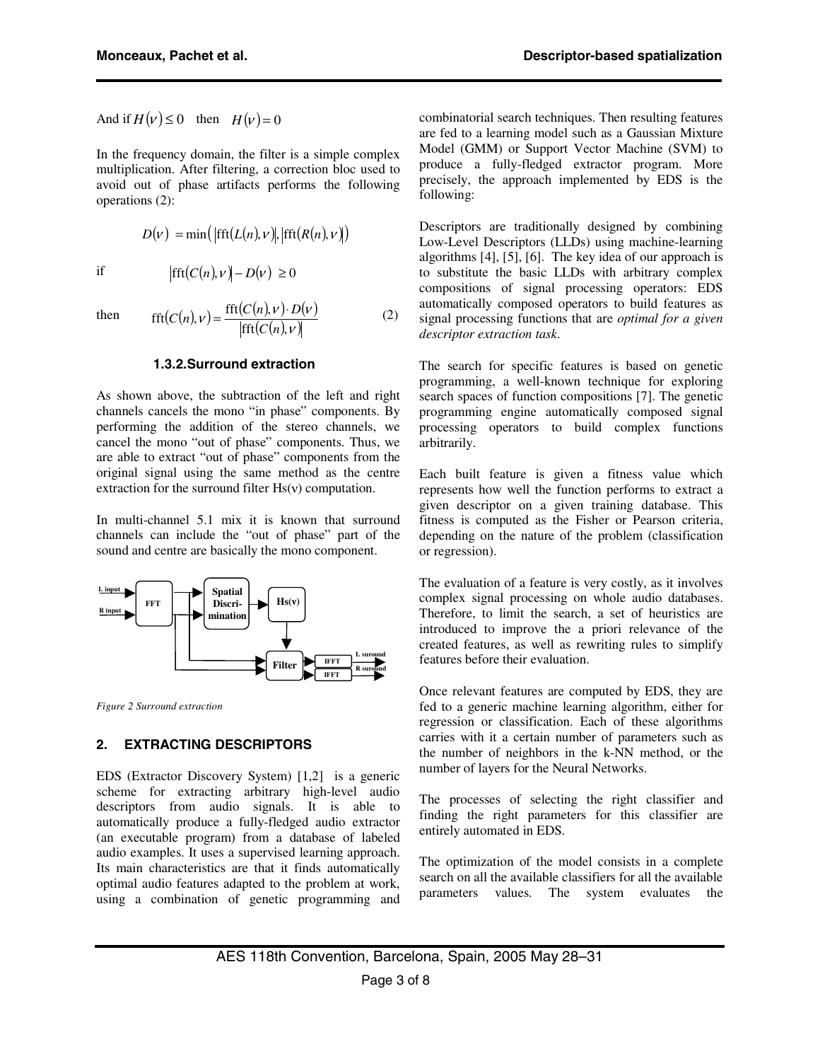And if $H(\nu) \leq 0$ then $H(\nu) = 0$

In the frequency domain, the filter is a simple complex multiplication. After filtering, a correction bloc used to avoid out of phase artifacts performs the following operations (2):

$$D(\nu) = \min\left(\left|\text{fft}(L(n),\nu)\right|, \left|\text{fft}(R(n),\nu)\right|\right)$$

if $$\left|\text{fft}(C(n),\nu)\right| - D(\nu) \geq 0$$

then $$\text{fft}(C(n),\nu) = \frac{\text{fft}(C(n),\nu) \cdot D(\nu)}{\left|\text{fft}(C(n),\nu)\right|} \quad (2)$$

### 1.3.2. Surround extraction

As shown above, the subtraction of the left and right channels cancels the mono "in phase" components. By performing the addition of the stereo channels, we cancel the mono "out of phase" components. Thus, we are able to extract "out of phase" components from the original signal using the same method as the centre extraction for the surround filter Hs(ν) computation.

In multi-channel 5.1 mix it is known that surround channels can include the "out of phase" part of the sound and centre are basically the mono component.

L input
R input
FFT
Spatial Discri-mination
Hs(ν)
Filter
IFFT
IFFT
L surround
R surround

*Figure 2 Surround extraction*

## 2. EXTRACTING DESCRIPTORS

EDS (Extractor Discovery System) [1,2] is a generic scheme for extracting arbitrary high-level audio descriptors from audio signals. It is able to automatically produce a fully-fledged audio extractor (an executable program) from a database of labeled audio examples. It uses a supervised learning approach. Its main characteristics are that it finds automatically optimal audio features adapted to the problem at work, using a combination of genetic programming and combinatorial search techniques. Then resulting features are fed to a learning model such as a Gaussian Mixture Model (GMM) or Support Vector Machine (SVM) to produce a fully-fledged extractor program. More precisely, the approach implemented by EDS is the following:

Descriptors are traditionally designed by combining Low-Level Descriptors (LLDs) using machine-learning algorithms [4], [5], [6]. The key idea of our approach is to substitute the basic LLDs with arbitrary complex compositions of signal processing operators: EDS automatically composed operators to build features as signal processing functions that are *optimal for a given descriptor extraction task*.

The search for specific features is based on genetic programming, a well-known technique for exploring search spaces of function compositions [7]. The genetic programming engine automatically composed signal processing operators to build complex functions arbitrarily.

Each built feature is given a fitness value which represents how well the function performs to extract a given descriptor on a given training database. This fitness is computed as the Fisher or Pearson criteria, depending on the nature of the problem (classification or regression).

The evaluation of a feature is very costly, as it involves complex signal processing on whole audio databases. Therefore, to limit the search, a set of heuristics are introduced to improve the a priori relevance of the created features, as well as rewriting rules to simplify features before their evaluation.

Once relevant features are computed by EDS, they are fed to a generic machine learning algorithm, either for regression or classification. Each of these algorithms carries with it a certain number of parameters such as the number of neighbors in the k-NN method, or the number of layers for the Neural Networks.

The processes of selecting the right classifier and finding the right parameters for this classifier are entirely automated in EDS.

The optimization of the model consists in a complete search on all the available classifiers for all the available parameters values. The system evaluates the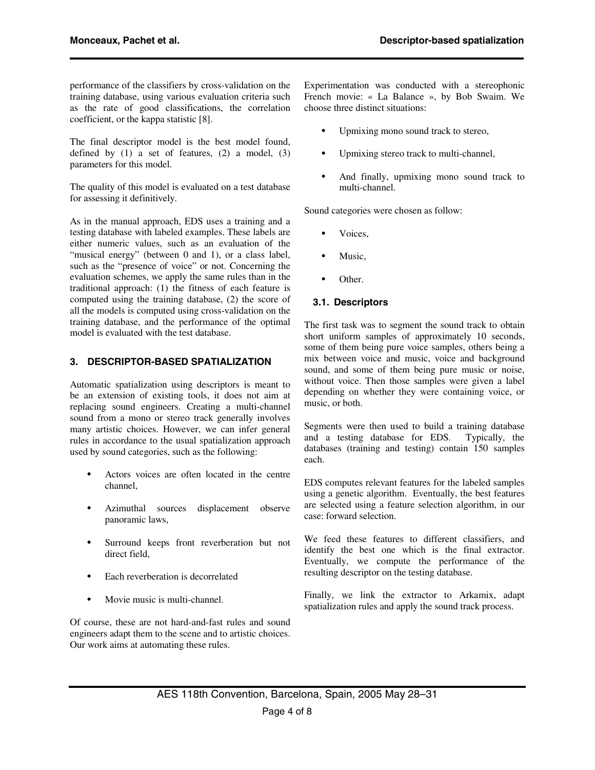performance of the classifiers by cross-validation on the training database, using various evaluation criteria such as the rate of good classifications, the correlation coefficient, or the kappa statistic [8].

The final descriptor model is the best model found, defined by (1) a set of features, (2) a model, (3) parameters for this model.

The quality of this model is evaluated on a test database for assessing it definitively.

As in the manual approach, EDS uses a training and a testing database with labeled examples. These labels are either numeric values, such as an evaluation of the "musical energy" (between 0 and 1), or a class label, such as the "presence of voice" or not. Concerning the evaluation schemes, we apply the same rules than in the traditional approach: (1) the fitness of each feature is computed using the training database, (2) the score of all the models is computed using cross-validation on the training database, and the performance of the optimal model is evaluated with the test database.

## 3. DESCRIPTOR-BASED SPATIALIZATION

Automatic spatialization using descriptors is meant to be an extension of existing tools, it does not aim at replacing sound engineers. Creating a multi-channel sound from a mono or stereo track generally involves many artistic choices. However, we can infer general rules in accordance to the usual spatialization approach used by sound categories, such as the following:

- Actors voices are often located in the centre channel,
- Azimuthal sources displacement observe panoramic laws,
- Surround keeps front reverberation but not direct field,
- Each reverberation is decorrelated
- Movie music is multi-channel.

Of course, these are not hard-and-fast rules and sound engineers adapt them to the scene and to artistic choices. Our work aims at automating these rules.

Experimentation was conducted with a stereophonic French movie: « La Balance », by Bob Swaim. We choose three distinct situations:

- Upmixing mono sound track to stereo,
- Upmixing stereo track to multi-channel,
- And finally, upmixing mono sound track to multi-channel.

Sound categories were chosen as follow:

- Voices,
- Music,
- Other.

### 3.1. Descriptors

The first task was to segment the sound track to obtain short uniform samples of approximately 10 seconds, some of them being pure voice samples, others being a mix between voice and music, voice and background sound, and some of them being pure music or noise, without voice. Then those samples were given a label depending on whether they were containing voice, or music, or both.

Segments were then used to build a training database and a testing database for EDS. Typically, the databases (training and testing) contain 150 samples each.

EDS computes relevant features for the labeled samples using a genetic algorithm. Eventually, the best features are selected using a feature selection algorithm, in our case: forward selection.

We feed these features to different classifiers, and identify the best one which is the final extractor. Eventually, we compute the performance of the resulting descriptor on the testing database.

Finally, we link the extractor to Arkamix, adapt spatialization rules and apply the sound track process.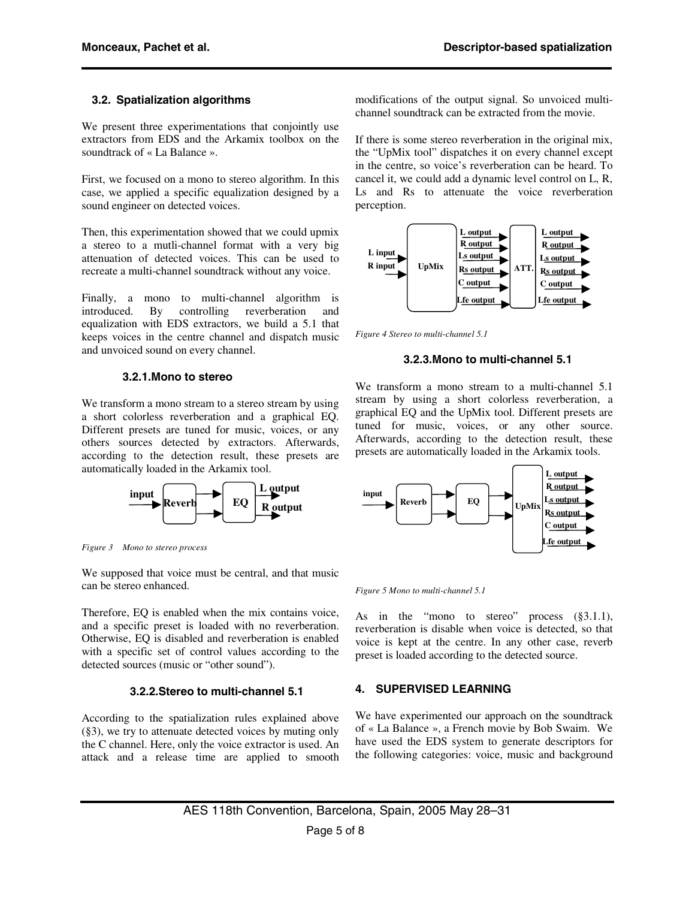### 3.2. Spatialization algorithms

We present three experimentations that conjointly use extractors from EDS and the Arkamix toolbox on the soundtrack of « La Balance ».

First, we focused on a mono to stereo algorithm. In this case, we applied a specific equalization designed by a sound engineer on detected voices.

Then, this experimentation showed that we could upmix a stereo to a mutli-channel format with a very big attenuation of detected voices. This can be used to recreate a multi-channel soundtrack without any voice.

Finally, a mono to multi-channel algorithm is introduced. By controlling reverberation and equalization with EDS extractors, we build a 5.1 that keeps voices in the centre channel and dispatch music and unvoiced sound on every channel.

#### 3.2.1. Mono to stereo

We transform a mono stream to a stereo stream by using a short colorless reverberation and a graphical EQ. Different presets are tuned for music, voices, or any others sources detected by extractors. Afterwards, according to the detection result, these presets are automatically loaded in the Arkamix tool.

input
Reverb
EQ
L output
R output

*Figure 3 Mono to stereo process*

We supposed that voice must be central, and that music can be stereo enhanced.

Therefore, EQ is enabled when the mix contains voice, and a specific preset is loaded with no reverberation. Otherwise, EQ is disabled and reverberation is enabled with a specific set of control values according to the detected sources (music or "other sound").

#### 3.2.2. Stereo to multi-channel 5.1

According to the spatialization rules explained above (§3), we try to attenuate detected voices by muting only the C channel. Here, only the voice extractor is used. An attack and a release time are applied to smooth modifications of the output signal. So unvoiced multi-channel soundtrack can be extracted from the movie.

If there is some stereo reverberation in the original mix, the "UpMix tool" dispatches it on every channel except in the centre, so voice's reverberation can be heard. To cancel it, we could add a dynamic level control on L, R, Ls and Rs to attenuate the voice reverberation perception.

L input
R input
UpMix
L output
R output
Ls output
Rs output
C output
Lfe output
ATT.
L output
R output
Ls output
Rs output
C output
Lfe output

*Figure 4 Stereo to multi-channel 5.1*

#### 3.2.3. Mono to multi-channel 5.1

We transform a mono stream to a multi-channel 5.1 stream by using a short colorless reverberation, a graphical EQ and the UpMix tool. Different presets are tuned for music, voices, or any other source. Afterwards, according to the detection result, these presets are automatically loaded in the Arkamix tools.

input
Reverb
EQ
UpMix
L output
R output
Ls output
Rs output
C output
Lfe output

*Figure 5 Mono to multi-channel 5.1*

As in the "mono to stereo" process (§3.1.1), reverberation is disable when voice is detected, so that voice is kept at the centre. In any other case, reverb preset is loaded according to the detected source.

## 4. SUPERVISED LEARNING

We have experimented our approach on the soundtrack of « La Balance », a French movie by Bob Swaim. We have used the EDS system to generate descriptors for the following categories: voice, music and background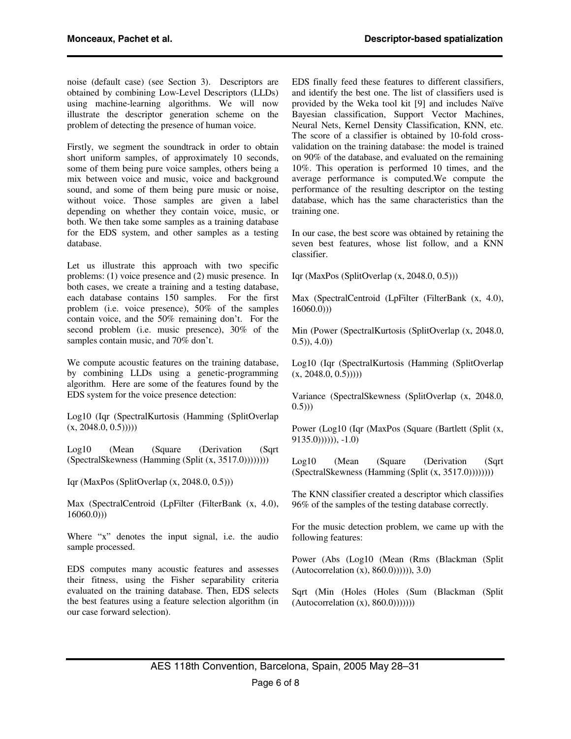noise (default case) (see Section 3). Descriptors are obtained by combining Low-Level Descriptors (LLDs) using machine-learning algorithms. We will now illustrate the descriptor generation scheme on the problem of detecting the presence of human voice.

Firstly, we segment the soundtrack in order to obtain short uniform samples, of approximately 10 seconds, some of them being pure voice samples, others being a mix between voice and music, voice and background sound, and some of them being pure music or noise, without voice. Those samples are given a label depending on whether they contain voice, music, or both. We then take some samples as a training database for the EDS system, and other samples as a testing database.

Let us illustrate this approach with two specific problems: (1) voice presence and (2) music presence. In both cases, we create a training and a testing database, each database contains 150 samples. For the first problem (i.e. voice presence), 50% of the samples contain voice, and the 50% remaining don't. For the second problem (i.e. music presence), 30% of the samples contain music, and 70% don't.

We compute acoustic features on the training database, by combining LLDs using a genetic-programming algorithm. Here are some of the features found by the EDS system for the voice presence detection:

Log10 (Iqr (SpectralKurtosis (Hamming (SplitOverlap (x, 2048.0, 0.5)))))

Log10 (Mean (Square (Derivation (Sqrt (SpectralSkewness (Hamming (Split (x, 3517.0))))))))

Iqr (MaxPos (SplitOverlap (x, 2048.0, 0.5)))

Max (SpectralCentroid (LpFilter (FilterBank (x, 4.0), 16060.0)))

Where "x" denotes the input signal, i.e. the audio sample processed.

EDS computes many acoustic features and assesses their fitness, using the Fisher separability criteria evaluated on the training database. Then, EDS selects the best features using a feature selection algorithm (in our case forward selection).

EDS finally feed these features to different classifiers, and identify the best one. The list of classifiers used is provided by the Weka tool kit [9] and includes Naïve Bayesian classification, Support Vector Machines, Neural Nets, Kernel Density Classification, KNN, etc. The score of a classifier is obtained by 10-fold cross-validation on the training database: the model is trained on 90% of the database, and evaluated on the remaining 10%. This operation is performed 10 times, and the average performance is computed.We compute the performance of the resulting descriptor on the testing database, which has the same characteristics than the training one.

In our case, the best score was obtained by retaining the seven best features, whose list follow, and a KNN classifier.

Iqr (MaxPos (SplitOverlap (x, 2048.0, 0.5)))

Max (SpectralCentroid (LpFilter (FilterBank (x, 4.0), 16060.0)))

Min (Power (SpectralKurtosis (SplitOverlap (x, 2048.0, 0.5)), 4.0))

Log10 (Iqr (SpectralKurtosis (Hamming (SplitOverlap (x, 2048.0, 0.5)))))

Variance (SpectralSkewness (SplitOverlap (x, 2048.0, 0.5)))

Power (Log10 (Iqr (MaxPos (Square (Bartlett (Split (x, 9135.0)))))), -1.0)

Log10 (Mean (Square (Derivation (Sqrt (SpectralSkewness (Hamming (Split (x, 3517.0))))))))

The KNN classifier created a descriptor which classifies 96% of the samples of the testing database correctly.

For the music detection problem, we came up with the following features:

Power (Abs (Log10 (Mean (Rms (Blackman (Split (Autocorrelation (x), 860.0)))))), 3.0)

Sqrt (Min (Holes (Holes (Sum (Blackman (Split (Autocorrelation (x), 860.0)))))))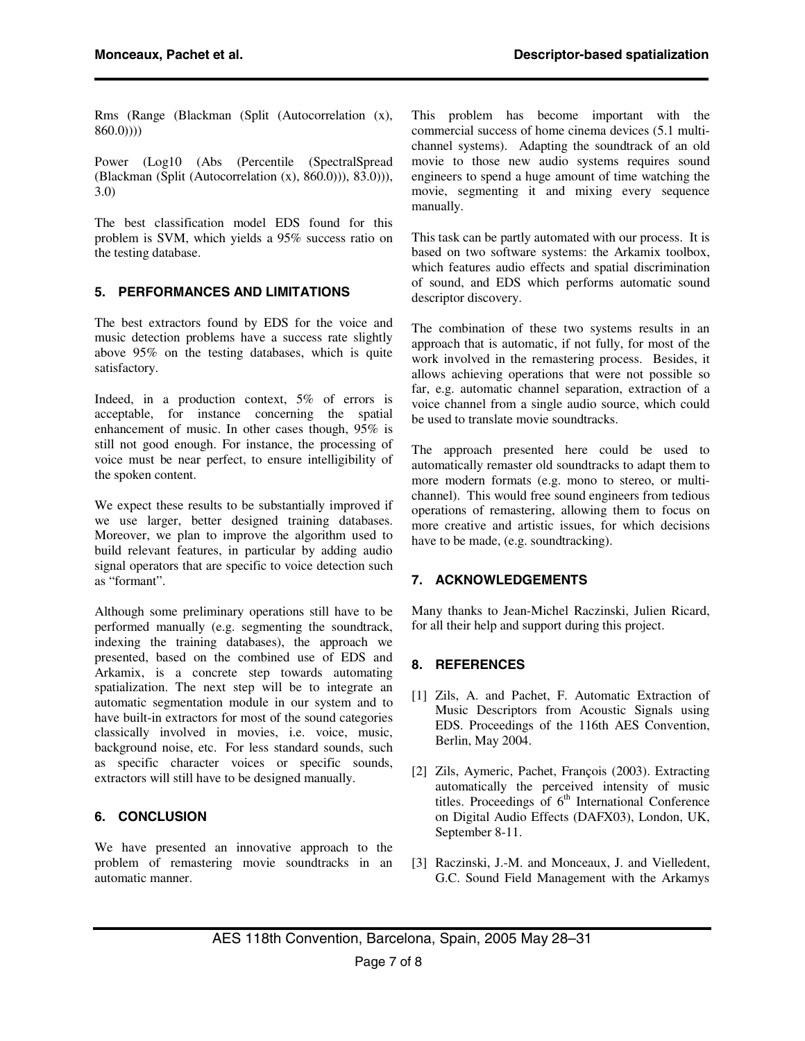Rms (Range (Blackman (Split (Autocorrelation (x), 860.0))))

Power (Log10 (Abs (Percentile (SpectralSpread (Blackman (Split (Autocorrelation (x), 860.0))), 83.0))), 3.0)

The best classification model EDS found for this problem is SVM, which yields a 95% success ratio on the testing database.

## 5. PERFORMANCES AND LIMITATIONS

The best extractors found by EDS for the voice and music detection problems have a success rate slightly above 95% on the testing databases, which is quite satisfactory.

Indeed, in a production context, 5% of errors is acceptable, for instance concerning the spatial enhancement of music. In other cases though, 95% is still not good enough. For instance, the processing of voice must be near perfect, to ensure intelligibility of the spoken content.

We expect these results to be substantially improved if we use larger, better designed training databases. Moreover, we plan to improve the algorithm used to build relevant features, in particular by adding audio signal operators that are specific to voice detection such as "formant".

Although some preliminary operations still have to be performed manually (e.g. segmenting the soundtrack, indexing the training databases), the approach we presented, based on the combined use of EDS and Arkamix, is a concrete step towards automating spatialization. The next step will be to integrate an automatic segmentation module in our system and to have built-in extractors for most of the sound categories classically involved in movies, i.e. voice, music, background noise, etc. For less standard sounds, such as specific character voices or specific sounds, extractors will still have to be designed manually.

## 6. CONCLUSION

We have presented an innovative approach to the problem of remastering movie soundtracks in an automatic manner.

This problem has become important with the commercial success of home cinema devices (5.1 multi-channel systems). Adapting the soundtrack of an old movie to those new audio systems requires sound engineers to spend a huge amount of time watching the movie, segmenting it and mixing every sequence manually.

This task can be partly automated with our process. It is based on two software systems: the Arkamix toolbox, which features audio effects and spatial discrimination of sound, and EDS which performs automatic sound descriptor discovery.

The combination of these two systems results in an approach that is automatic, if not fully, for most of the work involved in the remastering process. Besides, it allows achieving operations that were not possible so far, e.g. automatic channel separation, extraction of a voice channel from a single audio source, which could be used to translate movie soundtracks.

The approach presented here could be used to automatically remaster old soundtracks to adapt them to more modern formats (e.g. mono to stereo, or multi-channel). This would free sound engineers from tedious operations of remastering, allowing them to focus on more creative and artistic issues, for which decisions have to be made, (e.g. soundtracking).

## 7. ACKNOWLEDGEMENTS

Many thanks to Jean-Michel Raczinski, Julien Ricard, for all their help and support during this project.

## 8. REFERENCES

[1] Zils, A. and Pachet, F. Automatic Extraction of Music Descriptors from Acoustic Signals using EDS. Proceedings of the 116th AES Convention, Berlin, May 2004.

[2] Zils, Aymeric, Pachet, François (2003). Extracting automatically the perceived intensity of music titles. Proceedings of 6th International Conference on Digital Audio Effects (DAFX03), London, UK, September 8-11.

[3] Raczinski, J.-M. and Monceaux, J. and Vielledent, G.C. Sound Field Management with the Arkamys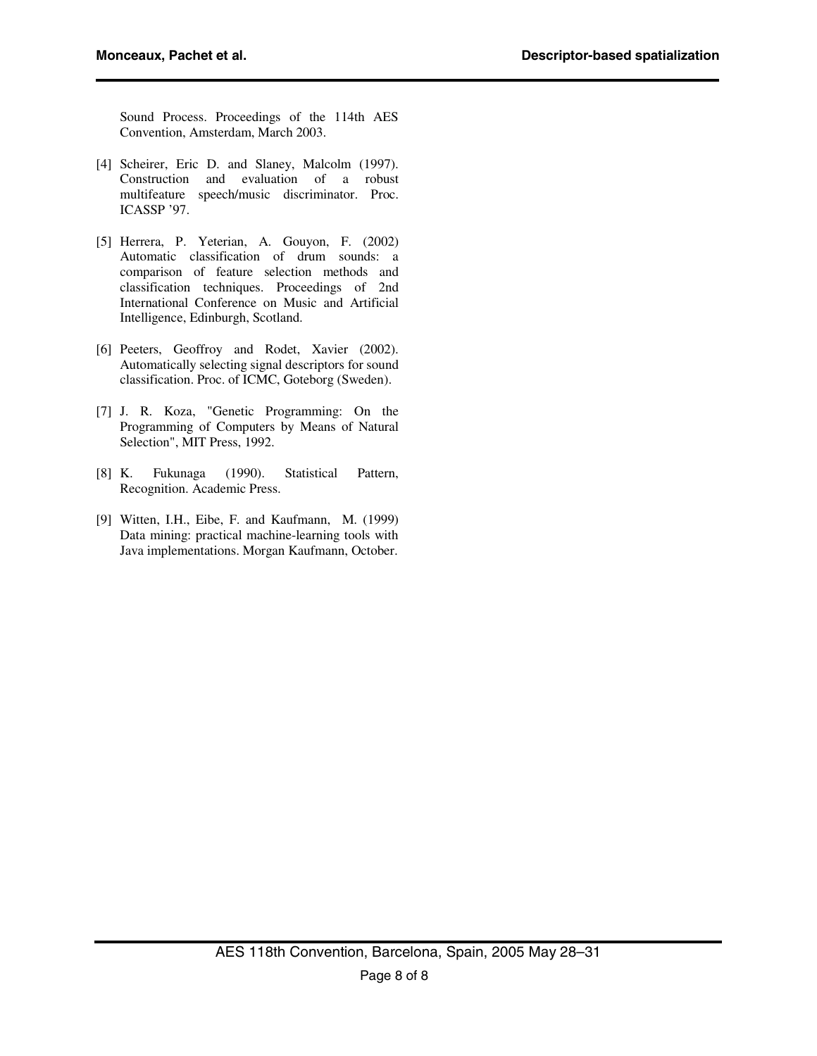Sound Process. Proceedings of the 114th AES Convention, Amsterdam, March 2003.

[4] Scheirer, Eric D. and Slaney, Malcolm (1997). Construction and evaluation of a robust multifeature speech/music discriminator. Proc. ICASSP '97.

[5] Herrera, P. Yeterian, A. Gouyon, F. (2002) Automatic classification of drum sounds: a comparison of feature selection methods and classification techniques. Proceedings of 2nd International Conference on Music and Artificial Intelligence, Edinburgh, Scotland.

[6] Peeters, Geoffroy and Rodet, Xavier (2002). Automatically selecting signal descriptors for sound classification. Proc. of ICMC, Goteborg (Sweden).

[7] J. R. Koza, "Genetic Programming: On the Programming of Computers by Means of Natural Selection", MIT Press, 1992.

[8] K. Fukunaga (1990). Statistical Pattern, Recognition. Academic Press.

[9] Witten, I.H., Eibe, F. and Kaufmann, M. (1999) Data mining: practical machine-learning tools with Java implementations. Morgan Kaufmann, October.